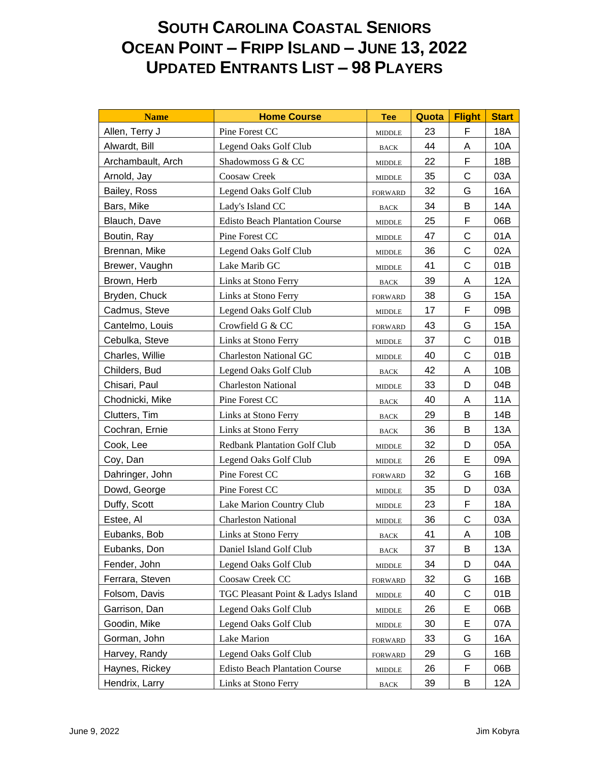# South Carolina Coastal Seniors
# Ocean Point – Fripp Island – June 13, 2022
# Updated Entrants List – 98 Players

| Name | Home Course | Tee | Quota | Flight | Start |
|---|---|---|---|---|---|
| Allen, Terry J | Pine Forest CC | MIDDLE | 23 | F | 18A |
| Alwardt, Bill | Legend Oaks Golf Club | BACK | 44 | A | 10A |
| Archambault, Arch | Shadowmoss G & CC | MIDDLE | 22 | F | 18B |
| Arnold, Jay | Coosaw Creek | MIDDLE | 35 | C | 03A |
| Bailey, Ross | Legend Oaks Golf Club | FORWARD | 32 | G | 16A |
| Bars, Mike | Lady's Island CC | BACK | 34 | B | 14A |
| Blauch, Dave | Edisto Beach Plantation Course | MIDDLE | 25 | F | 06B |
| Boutin, Ray | Pine Forest CC | MIDDLE | 47 | C | 01A |
| Brennan, Mike | Legend Oaks Golf Club | MIDDLE | 36 | C | 02A |
| Brewer, Vaughn | Lake Marib GC | MIDDLE | 41 | C | 01B |
| Brown, Herb | Links at Stono Ferry | BACK | 39 | A | 12A |
| Bryden, Chuck | Links at Stono Ferry | FORWARD | 38 | G | 15A |
| Cadmus, Steve | Legend Oaks Golf Club | MIDDLE | 17 | F | 09B |
| Cantelmo, Louis | Crowfield G & CC | FORWARD | 43 | G | 15A |
| Cebulka, Steve | Links at Stono Ferry | MIDDLE | 37 | C | 01B |
| Charles, Willie | Charleston National GC | MIDDLE | 40 | C | 01B |
| Childers, Bud | Legend Oaks Golf Club | BACK | 42 | A | 10B |
| Chisari, Paul | Charleston National | MIDDLE | 33 | D | 04B |
| Chodnicki, Mike | Pine Forest CC | BACK | 40 | A | 11A |
| Clutters, Tim | Links at Stono Ferry | BACK | 29 | B | 14B |
| Cochran, Ernie | Links at Stono Ferry | BACK | 36 | B | 13A |
| Cook, Lee | Redbank Plantation Golf Club | MIDDLE | 32 | D | 05A |
| Coy, Dan | Legend Oaks Golf Club | MIDDLE | 26 | E | 09A |
| Dahringer, John | Pine Forest CC | FORWARD | 32 | G | 16B |
| Dowd, George | Pine Forest CC | MIDDLE | 35 | D | 03A |
| Duffy, Scott | Lake Marion Country Club | MIDDLE | 23 | F | 18A |
| Estee, Al | Charleston National | MIDDLE | 36 | C | 03A |
| Eubanks, Bob | Links at Stono Ferry | BACK | 41 | A | 10B |
| Eubanks, Don | Daniel Island Golf Club | BACK | 37 | B | 13A |
| Fender, John | Legend Oaks Golf Club | MIDDLE | 34 | D | 04A |
| Ferrara, Steven | Coosaw Creek CC | FORWARD | 32 | G | 16B |
| Folsom, Davis | TGC Pleasant Point & Ladys Island | MIDDLE | 40 | C | 01B |
| Garrison, Dan | Legend Oaks Golf Club | MIDDLE | 26 | E | 06B |
| Goodin, Mike | Legend Oaks Golf Club | MIDDLE | 30 | E | 07A |
| Gorman, John | Lake Marion | FORWARD | 33 | G | 16A |
| Harvey, Randy | Legend Oaks Golf Club | FORWARD | 29 | G | 16B |
| Haynes, Rickey | Edisto Beach Plantation Course | MIDDLE | 26 | F | 06B |
| Hendrix, Larry | Links at Stono Ferry | BACK | 39 | B | 12A |

June 9, 2022 Jim Kobyra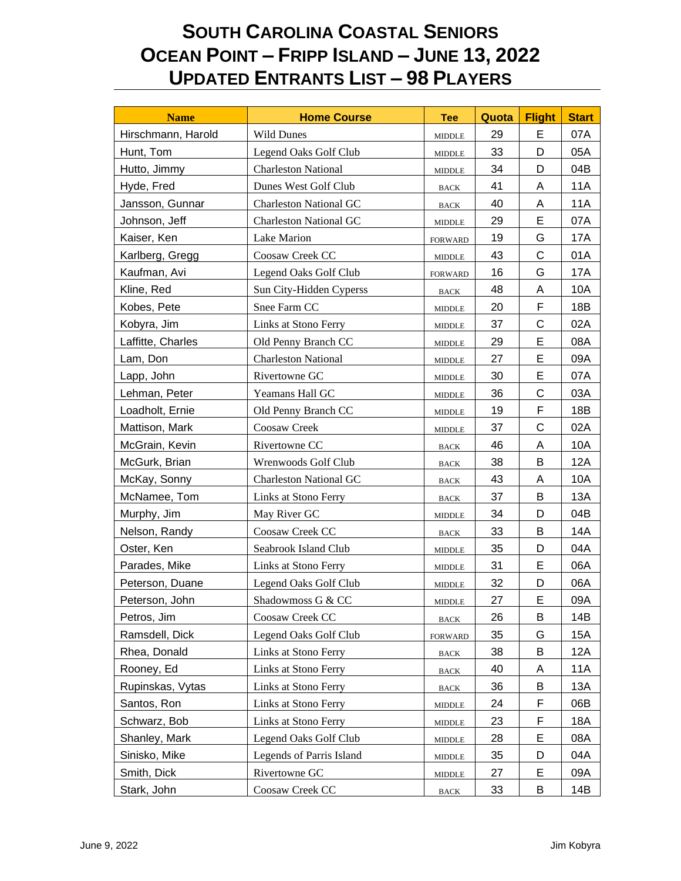# South Carolina Coastal Seniors
# Ocean Point – Fripp Island – June 13, 2022
# Updated Entrants List – 98 Players

| Name | Home Course | Tee | Quota | Flight | Start |
|---|---|---|---|---|---|
| Hirschmann, Harold | Wild Dunes | MIDDLE | 29 | E | 07A |
| Hunt, Tom | Legend Oaks Golf Club | MIDDLE | 33 | D | 05A |
| Hutto, Jimmy | Charleston National | MIDDLE | 34 | D | 04B |
| Hyde, Fred | Dunes West Golf Club | BACK | 41 | A | 11A |
| Jansson, Gunnar | Charleston National GC | BACK | 40 | A | 11A |
| Johnson, Jeff | Charleston National GC | MIDDLE | 29 | E | 07A |
| Kaiser, Ken | Lake Marion | FORWARD | 19 | G | 17A |
| Karlberg, Gregg | Coosaw Creek CC | MIDDLE | 43 | C | 01A |
| Kaufman, Avi | Legend Oaks Golf Club | FORWARD | 16 | G | 17A |
| Kline, Red | Sun City-Hidden Cyperss | BACK | 48 | A | 10A |
| Kobes, Pete | Snee Farm CC | MIDDLE | 20 | F | 18B |
| Kobyra, Jim | Links at Stono Ferry | MIDDLE | 37 | C | 02A |
| Laffitte, Charles | Old Penny Branch CC | MIDDLE | 29 | E | 08A |
| Lam, Don | Charleston National | MIDDLE | 27 | E | 09A |
| Lapp, John | Rivertowne GC | MIDDLE | 30 | E | 07A |
| Lehman, Peter | Yeamans Hall GC | MIDDLE | 36 | C | 03A |
| Loadholt, Ernie | Old Penny Branch CC | MIDDLE | 19 | F | 18B |
| Mattison, Mark | Coosaw Creek | MIDDLE | 37 | C | 02A |
| McGrain, Kevin | Rivertowne CC | BACK | 46 | A | 10A |
| McGurk, Brian | Wrenwoods Golf Club | BACK | 38 | B | 12A |
| McKay, Sonny | Charleston National GC | BACK | 43 | A | 10A |
| McNamee, Tom | Links at Stono Ferry | BACK | 37 | B | 13A |
| Murphy, Jim | May River GC | MIDDLE | 34 | D | 04B |
| Nelson, Randy | Coosaw Creek CC | BACK | 33 | B | 14A |
| Oster, Ken | Seabrook Island Club | MIDDLE | 35 | D | 04A |
| Parades, Mike | Links at Stono Ferry | MIDDLE | 31 | E | 06A |
| Peterson, Duane | Legend Oaks Golf Club | MIDDLE | 32 | D | 06A |
| Peterson, John | Shadowmoss G & CC | MIDDLE | 27 | E | 09A |
| Petros, Jim | Coosaw Creek CC | BACK | 26 | B | 14B |
| Ramsdell, Dick | Legend Oaks Golf Club | FORWARD | 35 | G | 15A |
| Rhea, Donald | Links at Stono Ferry | BACK | 38 | B | 12A |
| Rooney, Ed | Links at Stono Ferry | BACK | 40 | A | 11A |
| Rupinskas, Vytas | Links at Stono Ferry | BACK | 36 | B | 13A |
| Santos, Ron | Links at Stono Ferry | MIDDLE | 24 | F | 06B |
| Schwarz, Bob | Links at Stono Ferry | MIDDLE | 23 | F | 18A |
| Shanley, Mark | Legend Oaks Golf Club | MIDDLE | 28 | E | 08A |
| Sinisko, Mike | Legends of Parris Island | MIDDLE | 35 | D | 04A |
| Smith, Dick | Rivertowne GC | MIDDLE | 27 | E | 09A |
| Stark, John | Coosaw Creek CC | BACK | 33 | B | 14B |

June 9, 2022 Jim Kobyra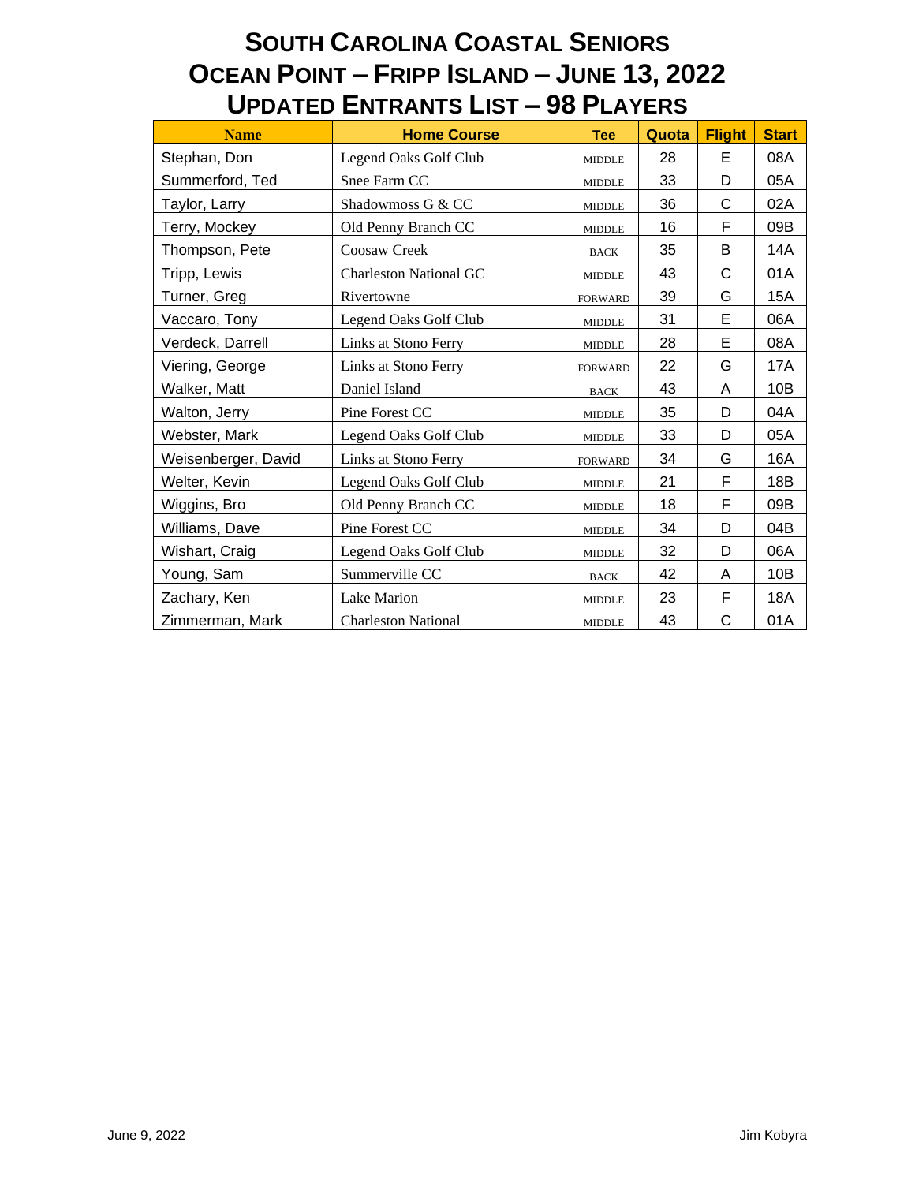# South Carolina Coastal Seniors
# Ocean Point – Fripp Island – June 13, 2022
# Updated Entrants List – 98 Players

| Name | Home Course | Tee | Quota | Flight | Start |
|---|---|---|---|---|---|
| Stephan, Don | Legend Oaks Golf Club | MIDDLE | 28 | E | 08A |
| Summerford, Ted | Snee Farm CC | MIDDLE | 33 | D | 05A |
| Taylor, Larry | Shadowmoss G & CC | MIDDLE | 36 | C | 02A |
| Terry, Mockey | Old Penny Branch CC | MIDDLE | 16 | F | 09B |
| Thompson, Pete | Coosaw Creek | BACK | 35 | B | 14A |
| Tripp, Lewis | Charleston National GC | MIDDLE | 43 | C | 01A |
| Turner, Greg | Rivertowne | FORWARD | 39 | G | 15A |
| Vaccaro, Tony | Legend Oaks Golf Club | MIDDLE | 31 | E | 06A |
| Verdeck, Darrell | Links at Stono Ferry | MIDDLE | 28 | E | 08A |
| Viering, George | Links at Stono Ferry | FORWARD | 22 | G | 17A |
| Walker, Matt | Daniel Island | BACK | 43 | A | 10B |
| Walton, Jerry | Pine Forest CC | MIDDLE | 35 | D | 04A |
| Webster, Mark | Legend Oaks Golf Club | MIDDLE | 33 | D | 05A |
| Weisenberger, David | Links at Stono Ferry | FORWARD | 34 | G | 16A |
| Welter, Kevin | Legend Oaks Golf Club | MIDDLE | 21 | F | 18B |
| Wiggins, Bro | Old Penny Branch CC | MIDDLE | 18 | F | 09B |
| Williams, Dave | Pine Forest CC | MIDDLE | 34 | D | 04B |
| Wishart, Craig | Legend Oaks Golf Club | MIDDLE | 32 | D | 06A |
| Young, Sam | Summerville CC | BACK | 42 | A | 10B |
| Zachary, Ken | Lake Marion | MIDDLE | 23 | F | 18A |
| Zimmerman, Mark | Charleston National | MIDDLE | 43 | C | 01A |

June 9, 2022 Jim Kobyra